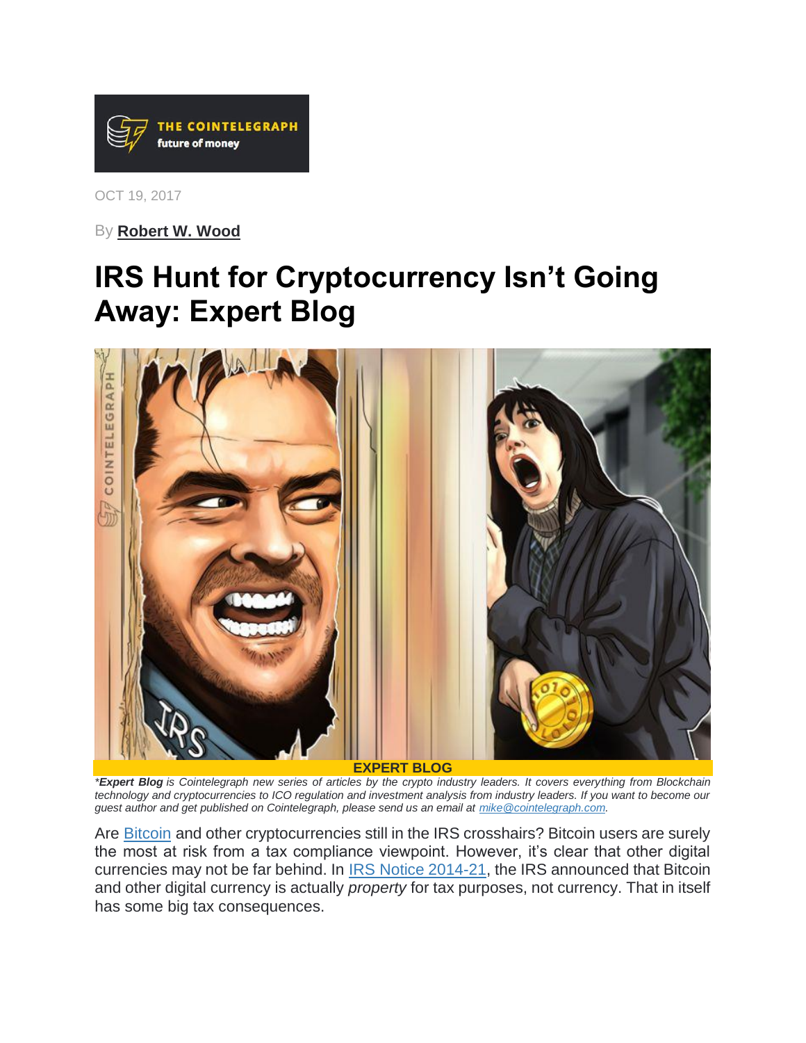OCT 19, 2017

By **Robert W. Wood**

# IRS Hunt for Cryptocurrency Isn't Going Away: Expert Blog

**EXPERT BLOG**

*\*Expert Blog is Cointelegraph new series of articles by the crypto industry leaders. It covers everything from Blockchain technology and cryptocurrencies to ICO regulation and investment analysis from industry leaders. If you want to become our guest author and get published on Cointelegraph, please send us an email at mike@cointelegraph.com.*

Are Bitcoin and other cryptocurrencies still in the IRS crosshairs? Bitcoin users are surely the most at risk from a tax compliance viewpoint. However, it's clear that other digital currencies may not be far behind. In IRS Notice 2014-21, the IRS announced that Bitcoin and other digital currency is actually *property* for tax purposes, not currency. That in itself has some big tax consequences.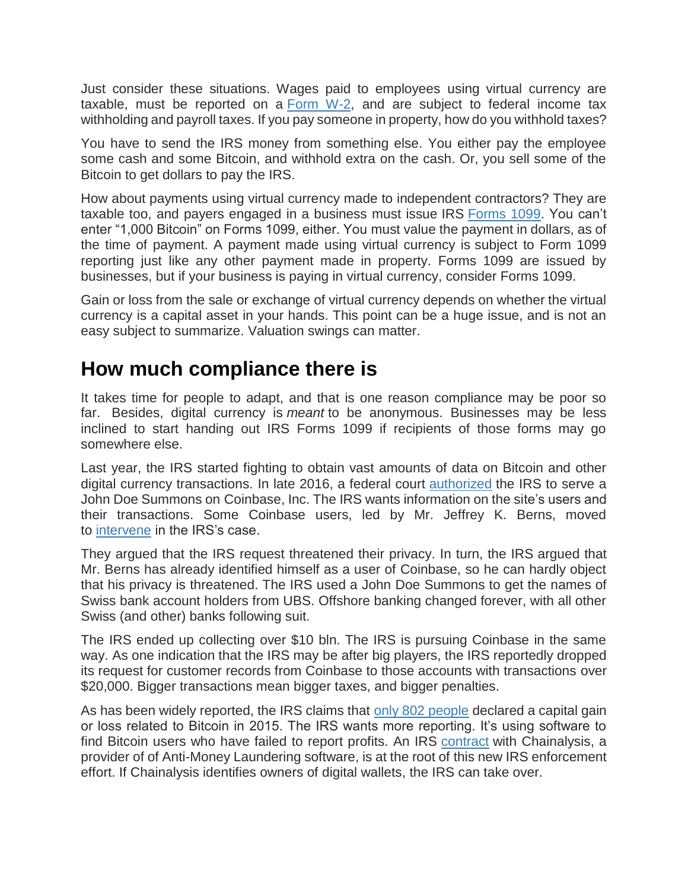Just consider these situations. Wages paid to employees using virtual currency are taxable, must be reported on a [Form W-2](), and are subject to federal income tax withholding and payroll taxes. If you pay someone in property, how do you withhold taxes?

You have to send the IRS money from something else. You either pay the employee some cash and some Bitcoin, and withhold extra on the cash. Or, you sell some of the Bitcoin to get dollars to pay the IRS.

How about payments using virtual currency made to independent contractors? They are taxable too, and payers engaged in a business must issue IRS [Forms 1099](). You can't enter "1,000 Bitcoin" on Forms 1099, either. You must value the payment in dollars, as of the time of payment. A payment made using virtual currency is subject to Form 1099 reporting just like any other payment made in property. Forms 1099 are issued by businesses, but if your business is paying in virtual currency, consider Forms 1099.

Gain or loss from the sale or exchange of virtual currency depends on whether the virtual currency is a capital asset in your hands. This point can be a huge issue, and is not an easy subject to summarize. Valuation swings can matter.

## How much compliance there is

It takes time for people to adapt, and that is one reason compliance may be poor so far. Besides, digital currency is *meant* to be anonymous. Businesses may be less inclined to start handing out IRS Forms 1099 if recipients of those forms may go somewhere else.

Last year, the IRS started fighting to obtain vast amounts of data on Bitcoin and other digital currency transactions. In late 2016, a federal court [authorized]() the IRS to serve a John Doe Summons on Coinbase, Inc. The IRS wants information on the site's users and their transactions. Some Coinbase users, led by Mr. Jeffrey K. Berns, moved to [intervene]() in the IRS's case.

They argued that the IRS request threatened their privacy. In turn, the IRS argued that Mr. Berns has already identified himself as a user of Coinbase, so he can hardly object that his privacy is threatened. The IRS used a John Doe Summons to get the names of Swiss bank account holders from UBS. Offshore banking changed forever, with all other Swiss (and other) banks following suit.

The IRS ended up collecting over $10 bln. The IRS is pursuing Coinbase in the same way. As one indication that the IRS may be after big players, the IRS reportedly dropped its request for customer records from Coinbase to those accounts with transactions over $20,000. Bigger transactions mean bigger taxes, and bigger penalties.

As has been widely reported, the IRS claims that [only 802 people]() declared a capital gain or loss related to Bitcoin in 2015. The IRS wants more reporting. It's using software to find Bitcoin users who have failed to report profits. An IRS [contract]() with Chainalysis, a provider of of Anti-Money Laundering software, is at the root of this new IRS enforcement effort. If Chainalysis identifies owners of digital wallets, the IRS can take over.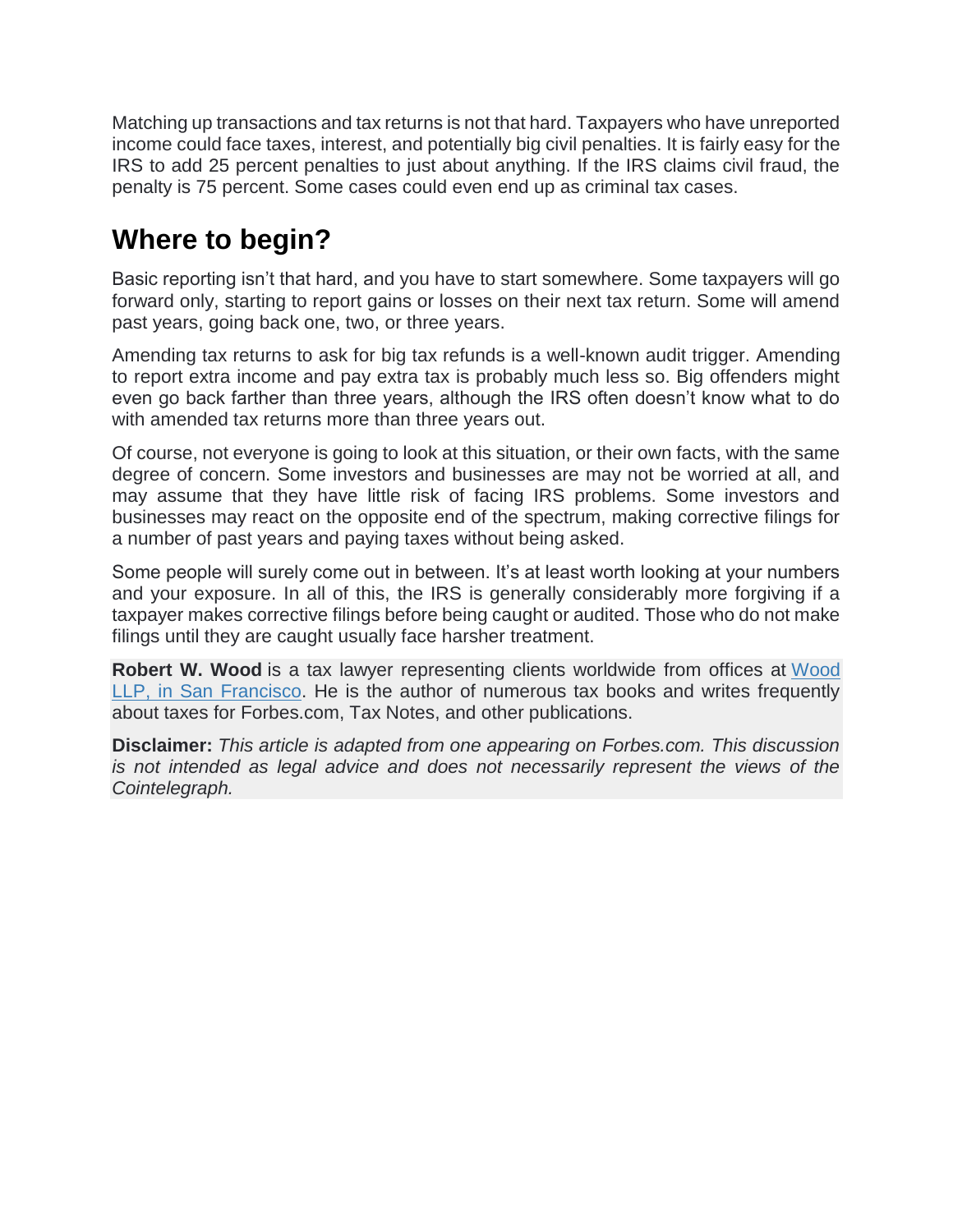Matching up transactions and tax returns is not that hard. Taxpayers who have unreported income could face taxes, interest, and potentially big civil penalties. It is fairly easy for the IRS to add 25 percent penalties to just about anything. If the IRS claims civil fraud, the penalty is 75 percent. Some cases could even end up as criminal tax cases.

## Where to begin?

Basic reporting isn't that hard, and you have to start somewhere. Some taxpayers will go forward only, starting to report gains or losses on their next tax return. Some will amend past years, going back one, two, or three years.

Amending tax returns to ask for big tax refunds is a well-known audit trigger. Amending to report extra income and pay extra tax is probably much less so. Big offenders might even go back farther than three years, although the IRS often doesn't know what to do with amended tax returns more than three years out.

Of course, not everyone is going to look at this situation, or their own facts, with the same degree of concern. Some investors and businesses are may not be worried at all, and may assume that they have little risk of facing IRS problems. Some investors and businesses may react on the opposite end of the spectrum, making corrective filings for a number of past years and paying taxes without being asked.

Some people will surely come out in between. It's at least worth looking at your numbers and your exposure. In all of this, the IRS is generally considerably more forgiving if a taxpayer makes corrective filings before being caught or audited. Those who do not make filings until they are caught usually face harsher treatment.

**Robert W. Wood** is a tax lawyer representing clients worldwide from offices at Wood LLP, in San Francisco. He is the author of numerous tax books and writes frequently about taxes for Forbes.com, Tax Notes, and other publications.

**Disclaimer:** *This article is adapted from one appearing on Forbes.com. This discussion is not intended as legal advice and does not necessarily represent the views of the Cointelegraph.*